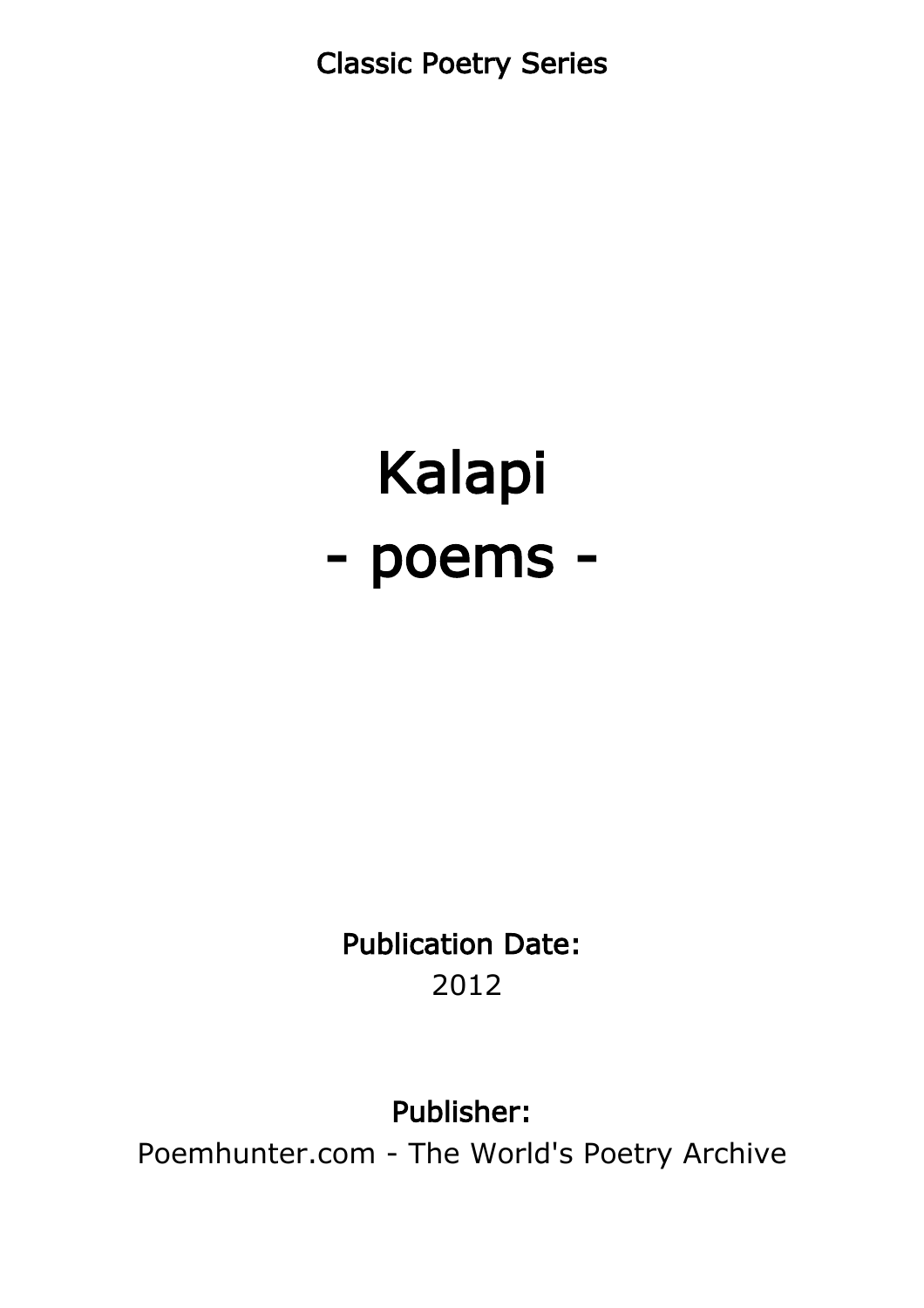Classic Poetry Series

# Kalapi
# - poems -

**Publication Date:**
2012

**Publisher:**
Poemhunter.com - The World's Poetry Archive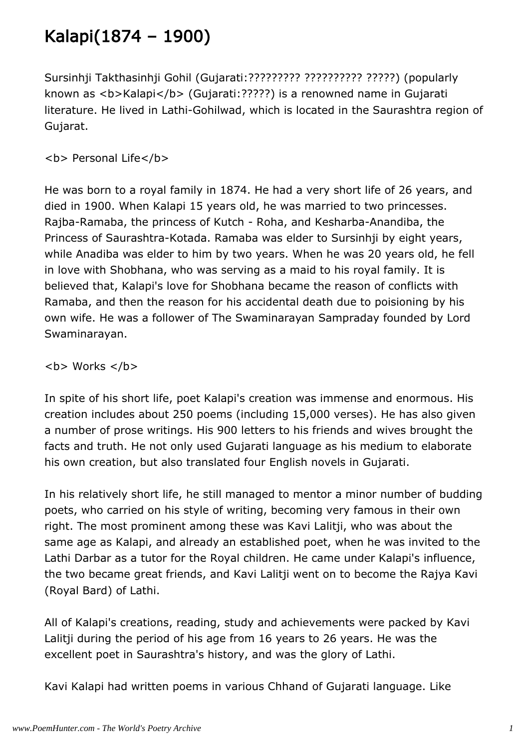# Kalapi(1874 – 1900)

Sursinhji Takthasinhji Gohil (Gujarati:????????? ?????????? ?????) (popularly known as <b>Kalapi</b> (Gujarati:?????) is a renowned name in Gujarati literature. He lived in Lathi-Gohilwad, which is located in the Saurashtra region of Gujarat.

<b> Personal Life</b>

He was born to a royal family in 1874. He had a very short life of 26 years, and died in 1900. When Kalapi 15 years old, he was married to two princesses. Rajba-Ramaba, the princess of Kutch - Roha, and Kesharba-Anandiba, the Princess of Saurashtra-Kotada. Ramaba was elder to Sursinhji by eight years, while Anadiba was elder to him by two years. When he was 20 years old, he fell in love with Shobhana, who was serving as a maid to his royal family. It is believed that, Kalapi's love for Shobhana became the reason of conflicts with Ramaba, and then the reason for his accidental death due to poisioning by his own wife. He was a follower of The Swaminarayan Sampraday founded by Lord Swaminarayan.

<b> Works </b>

In spite of his short life, poet Kalapi's creation was immense and enormous. His creation includes about 250 poems (including 15,000 verses). He has also given a number of prose writings. His 900 letters to his friends and wives brought the facts and truth. He not only used Gujarati language as his medium to elaborate his own creation, but also translated four English novels in Gujarati.

In his relatively short life, he still managed to mentor a minor number of budding poets, who carried on his style of writing, becoming very famous in their own right. The most prominent among these was Kavi Lalitji, who was about the same age as Kalapi, and already an established poet, when he was invited to the Lathi Darbar as a tutor for the Royal children. He came under Kalapi's influence, the two became great friends, and Kavi Lalitji went on to become the Rajya Kavi (Royal Bard) of Lathi.

All of Kalapi's creations, reading, study and achievements were packed by Kavi Lalitji during the period of his age from 16 years to 26 years. He was the excellent poet in Saurashtra's history, and was the glory of Lathi.

Kavi Kalapi had written poems in various Chhand of Gujarati language. Like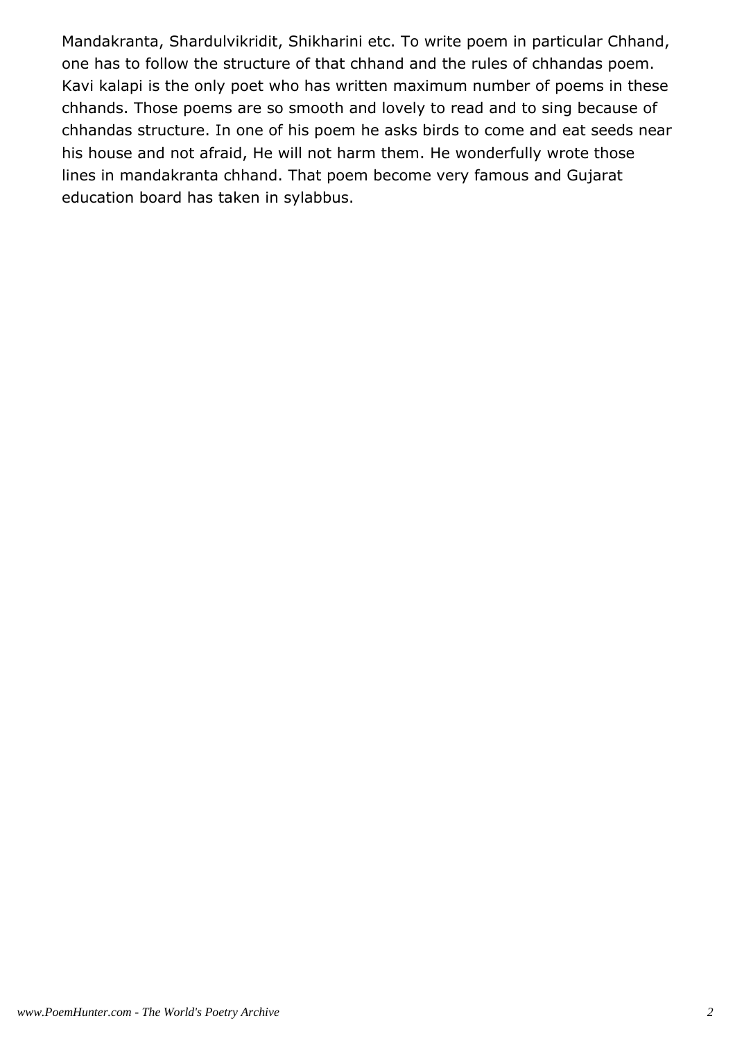Mandakranta, Shardulvikridit, Shikharini etc. To write poem in particular Chhand, one has to follow the structure of that chhand and the rules of chhandas poem. Kavi kalapi is the only poet who has written maximum number of poems in these chhands. Those poems are so smooth and lovely to read and to sing because of chhandas structure. In one of his poem he asks birds to come and eat seeds near his house and not afraid, He will not harm them. He wonderfully wrote those lines in mandakranta chhand. That poem become very famous and Gujarat education board has taken in sylabbus.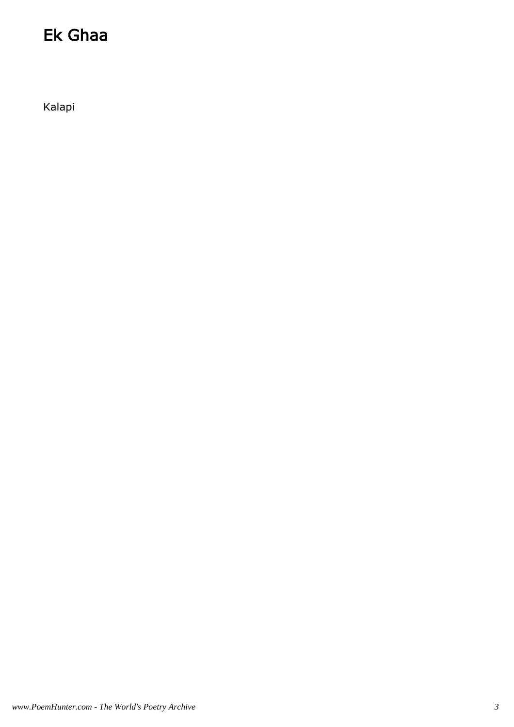# Ek Ghaa

Kalapi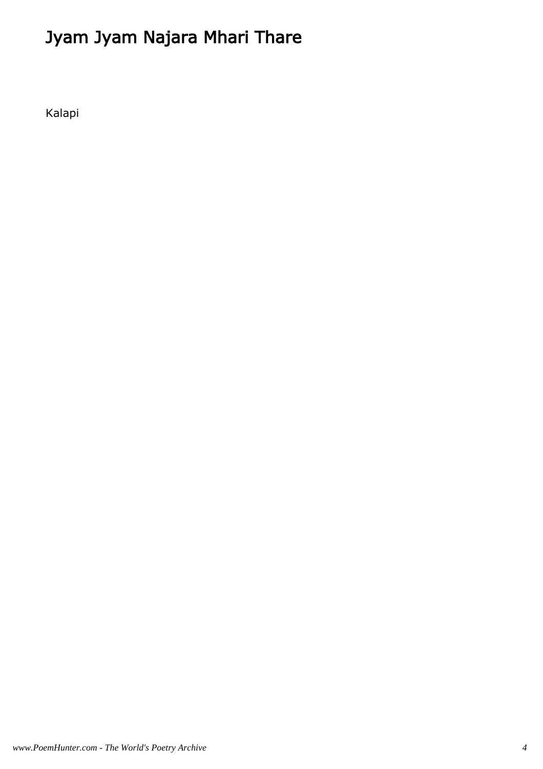# Jyam Jyam Najara Mhari Thare

Kalapi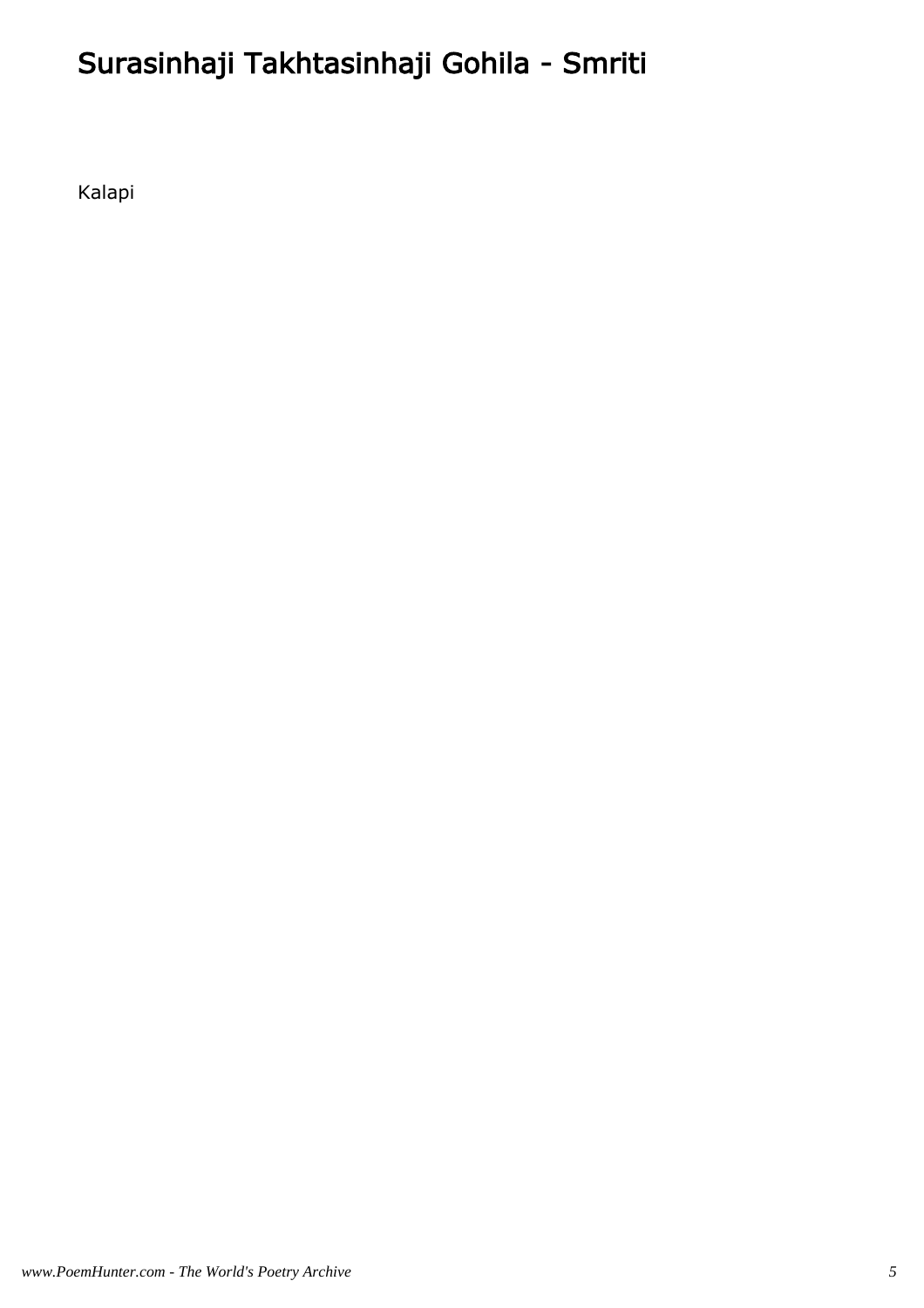# Surasinhaji Takhtasinhaji Gohila - Smriti

Kalapi